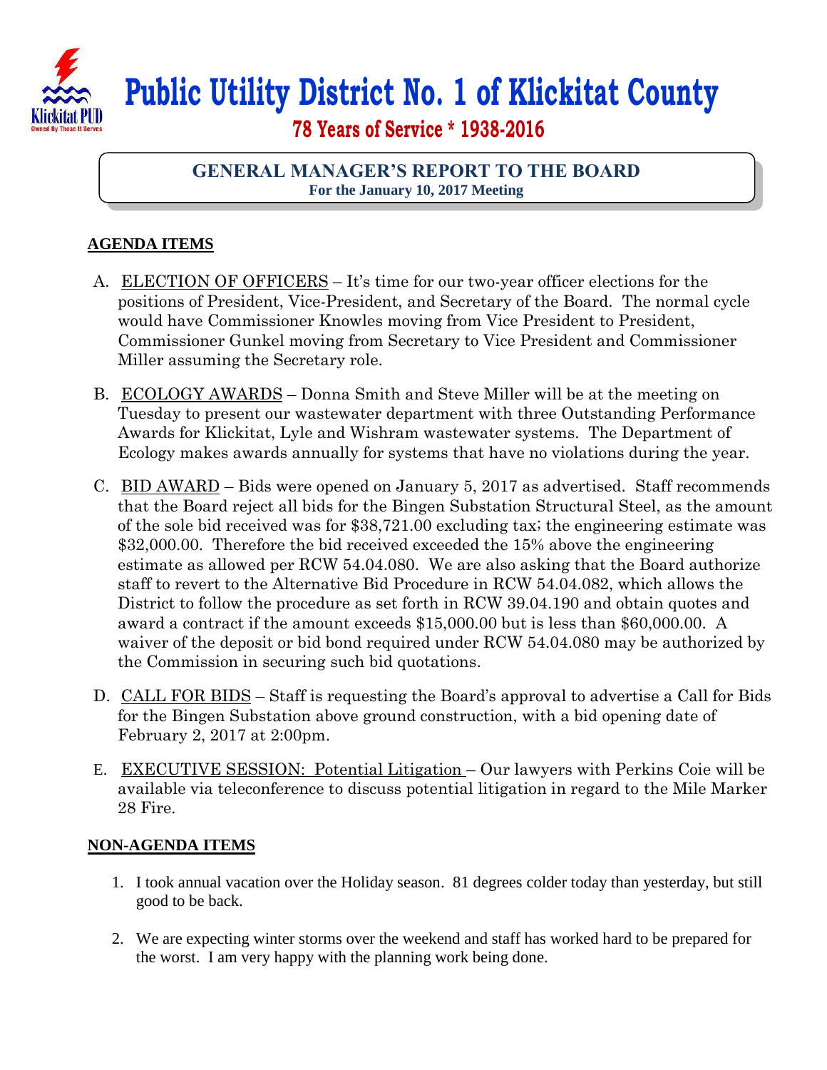# Public Utility District No. 1 of Klickitat County

**78 Years of Service * 1938-2016**

## GENERAL MANAGER'S REPORT TO THE BOARD

**For the January 10, 2017 Meeting**

### AGENDA ITEMS

A. ELECTION OF OFFICERS – It's time for our two-year officer elections for the positions of President, Vice-President, and Secretary of the Board. The normal cycle would have Commissioner Knowles moving from Vice President to President, Commissioner Gunkel moving from Secretary to Vice President and Commissioner Miller assuming the Secretary role.

B. ECOLOGY AWARDS – Donna Smith and Steve Miller will be at the meeting on Tuesday to present our wastewater department with three Outstanding Performance Awards for Klickitat, Lyle and Wishram wastewater systems. The Department of Ecology makes awards annually for systems that have no violations during the year.

C. BID AWARD – Bids were opened on January 5, 2017 as advertised. Staff recommends that the Board reject all bids for the Bingen Substation Structural Steel, as the amount of the sole bid received was for $38,721.00 excluding tax; the engineering estimate was $32,000.00. Therefore the bid received exceeded the 15% above the engineering estimate as allowed per RCW 54.04.080. We are also asking that the Board authorize staff to revert to the Alternative Bid Procedure in RCW 54.04.082, which allows the District to follow the procedure as set forth in RCW 39.04.190 and obtain quotes and award a contract if the amount exceeds $15,000.00 but is less than $60,000.00. A waiver of the deposit or bid bond required under RCW 54.04.080 may be authorized by the Commission in securing such bid quotations.

D. CALL FOR BIDS – Staff is requesting the Board's approval to advertise a Call for Bids for the Bingen Substation above ground construction, with a bid opening date of February 2, 2017 at 2:00pm.

E. EXECUTIVE SESSION: Potential Litigation – Our lawyers with Perkins Coie will be available via teleconference to discuss potential litigation in regard to the Mile Marker 28 Fire.

### NON-AGENDA ITEMS

1. I took annual vacation over the Holiday season. 81 degrees colder today than yesterday, but still good to be back.

2. We are expecting winter storms over the weekend and staff has worked hard to be prepared for the worst. I am very happy with the planning work being done.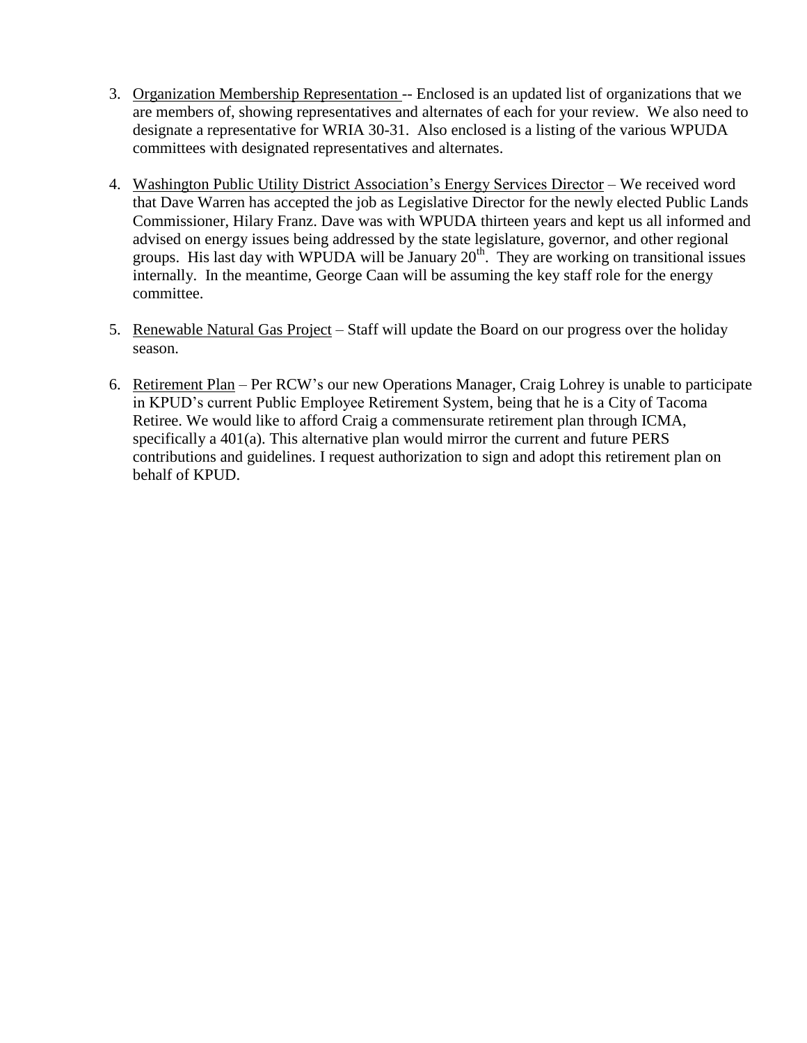3. Organization Membership Representation -- Enclosed is an updated list of organizations that we are members of, showing representatives and alternates of each for your review. We also need to designate a representative for WRIA 30-31. Also enclosed is a listing of the various WPUDA committees with designated representatives and alternates.

4. Washington Public Utility District Association's Energy Services Director – We received word that Dave Warren has accepted the job as Legislative Director for the newly elected Public Lands Commissioner, Hilary Franz. Dave was with WPUDA thirteen years and kept us all informed and advised on energy issues being addressed by the state legislature, governor, and other regional groups. His last day with WPUDA will be January 20th. They are working on transitional issues internally. In the meantime, George Caan will be assuming the key staff role for the energy committee.

5. Renewable Natural Gas Project – Staff will update the Board on our progress over the holiday season.

6. Retirement Plan – Per RCW's our new Operations Manager, Craig Lohrey is unable to participate in KPUD's current Public Employee Retirement System, being that he is a City of Tacoma Retiree. We would like to afford Craig a commensurate retirement plan through ICMA, specifically a 401(a). This alternative plan would mirror the current and future PERS contributions and guidelines. I request authorization to sign and adopt this retirement plan on behalf of KPUD.